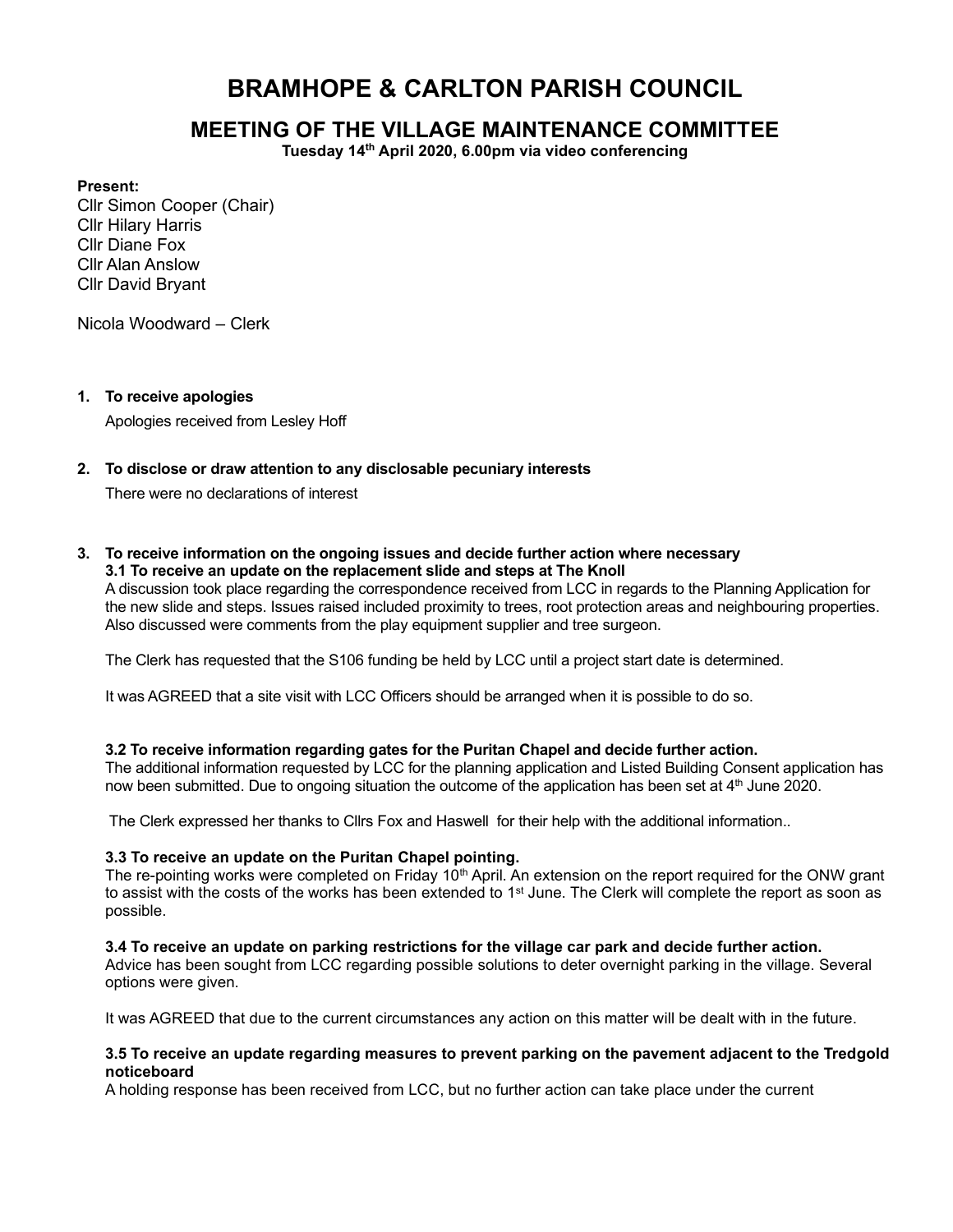# BRAMHOPE & CARLTON PARISH COUNCIL

## MEETING OF THE VILLAGE MAINTENANCE COMMITTEE

**Tuesday 14th April 2020, 6.00pm via video conferencing**

**Present:**

Cllr Simon Cooper (Chair)
Cllr Hilary Harris
Cllr Diane Fox
Cllr Alan Anslow
Cllr David Bryant

Nicola Woodward – Clerk

**1. To receive apologies**

Apologies received from Lesley Hoff

**2. To disclose or draw attention to any disclosable pecuniary interests**

There were no declarations of interest

**3. To receive information on the ongoing issues and decide further action where necessary**

**3.1 To receive an update on the replacement slide and steps at The Knoll**

A discussion took place regarding the correspondence received from LCC in regards to the Planning Application for the new slide and steps. Issues raised included proximity to trees, root protection areas and neighbouring properties. Also discussed were comments from the play equipment supplier and tree surgeon.

The Clerk has requested that the S106 funding be held by LCC until a project start date is determined.

It was AGREED that a site visit with LCC Officers should be arranged when it is possible to do so.

**3.2 To receive information regarding gates for the Puritan Chapel and decide further action.**

The additional information requested by LCC for the planning application and Listed Building Consent application has now been submitted. Due to ongoing situation the outcome of the application has been set at 4th June 2020.

The Clerk expressed her thanks to Cllrs Fox and Haswell for their help with the additional information..

**3.3 To receive an update on the Puritan Chapel pointing.**

The re-pointing works were completed on Friday 10th April. An extension on the report required for the ONW grant to assist with the costs of the works has been extended to 1st June. The Clerk will complete the report as soon as possible.

**3.4 To receive an update on parking restrictions for the village car park and decide further action.**

Advice has been sought from LCC regarding possible solutions to deter overnight parking in the village. Several options were given.

It was AGREED that due to the current circumstances any action on this matter will be dealt with in the future.

**3.5 To receive an update regarding measures to prevent parking on the pavement adjacent to the Tredgold noticeboard**

A holding response has been received from LCC, but no further action can take place under the current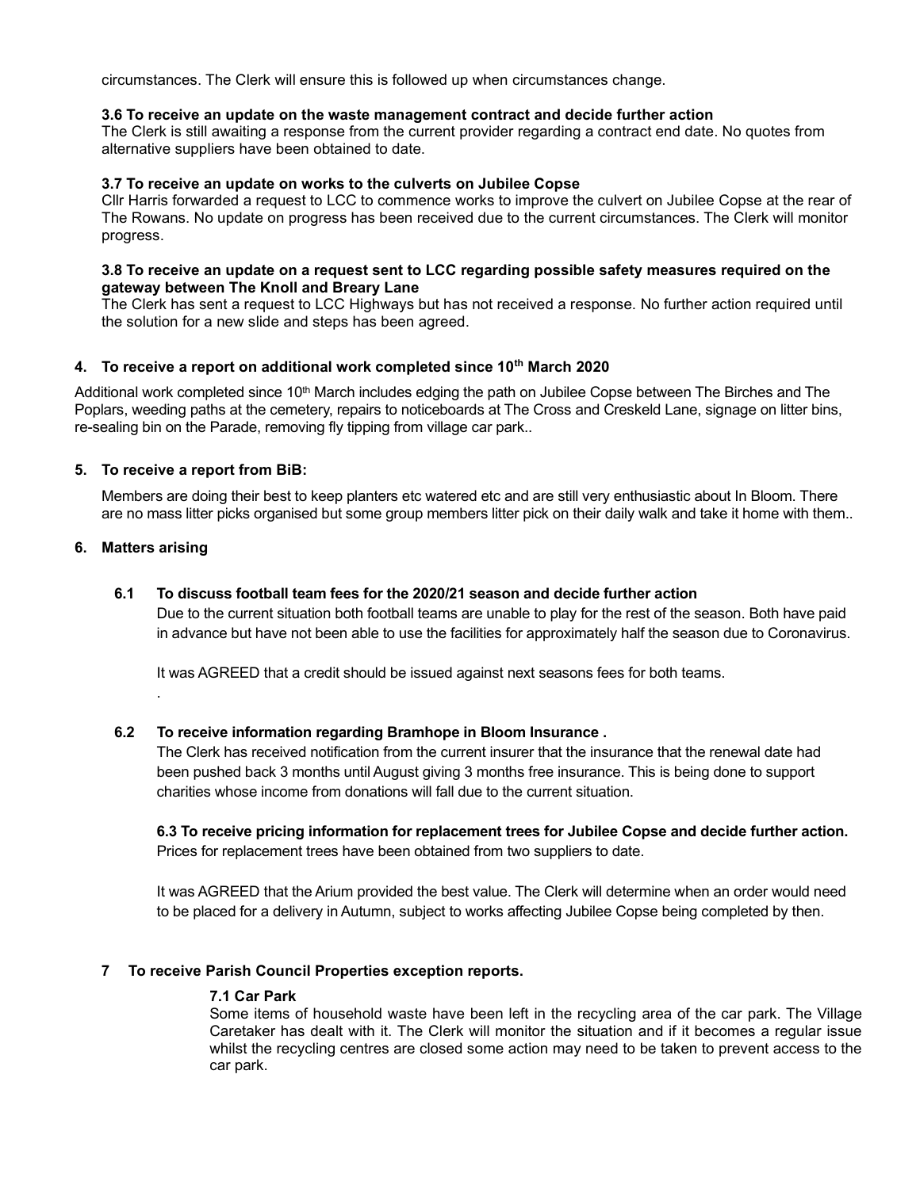circumstances. The Clerk will ensure this is followed up when circumstances change.

**3.6 To receive an update on the waste management contract and decide further action**

The Clerk is still awaiting a response from the current provider regarding a contract end date. No quotes from alternative suppliers have been obtained to date.

**3.7 To receive an update on works to the culverts on Jubilee Copse**

Cllr Harris forwarded a request to LCC to commence works to improve the culvert on Jubilee Copse at the rear of The Rowans. No update on progress has been received due to the current circumstances. The Clerk will monitor progress.

**3.8 To receive an update on a request sent to LCC regarding possible safety measures required on the gateway between The Knoll and Breary Lane**

The Clerk has sent a request to LCC Highways but has not received a response. No further action required until the solution for a new slide and steps has been agreed.

## 4. To receive a report on additional work completed since 10th March 2020

Additional work completed since 10th March includes edging the path on Jubilee Copse between The Birches and The Poplars, weeding paths at the cemetery, repairs to noticeboards at The Cross and Creskeld Lane, signage on litter bins, re-sealing bin on the Parade, removing fly tipping from village car park..

## 5. To receive a report from BiB:

Members are doing their best to keep planters etc watered etc and are still very enthusiastic about In Bloom. There are no mass litter picks organised but some group members litter pick on their daily walk and take it home with them..

## 6. Matters arising

**6.1 To discuss football team fees for the 2020/21 season and decide further action**

Due to the current situation both football teams are unable to play for the rest of the season. Both have paid in advance but have not been able to use the facilities for approximately half the season due to Coronavirus.

It was AGREED that a credit should be issued against next seasons fees for both teams.

.

**6.2 To receive information regarding Bramhope in Bloom Insurance .**

The Clerk has received notification from the current insurer that the insurance that the renewal date had been pushed back 3 months until August giving 3 months free insurance. This is being done to support charities whose income from donations will fall due to the current situation.

**6.3 To receive pricing information for replacement trees for Jubilee Copse and decide further action.**

Prices for replacement trees have been obtained from two suppliers to date.

It was AGREED that the Arium provided the best value. The Clerk will determine when an order would need to be placed for a delivery in Autumn, subject to works affecting Jubilee Copse being completed by then.

## 7 To receive Parish Council Properties exception reports.

**7.1 Car Park**

Some items of household waste have been left in the recycling area of the car park. The Village Caretaker has dealt with it. The Clerk will monitor the situation and if it becomes a regular issue whilst the recycling centres are closed some action may need to be taken to prevent access to the car park.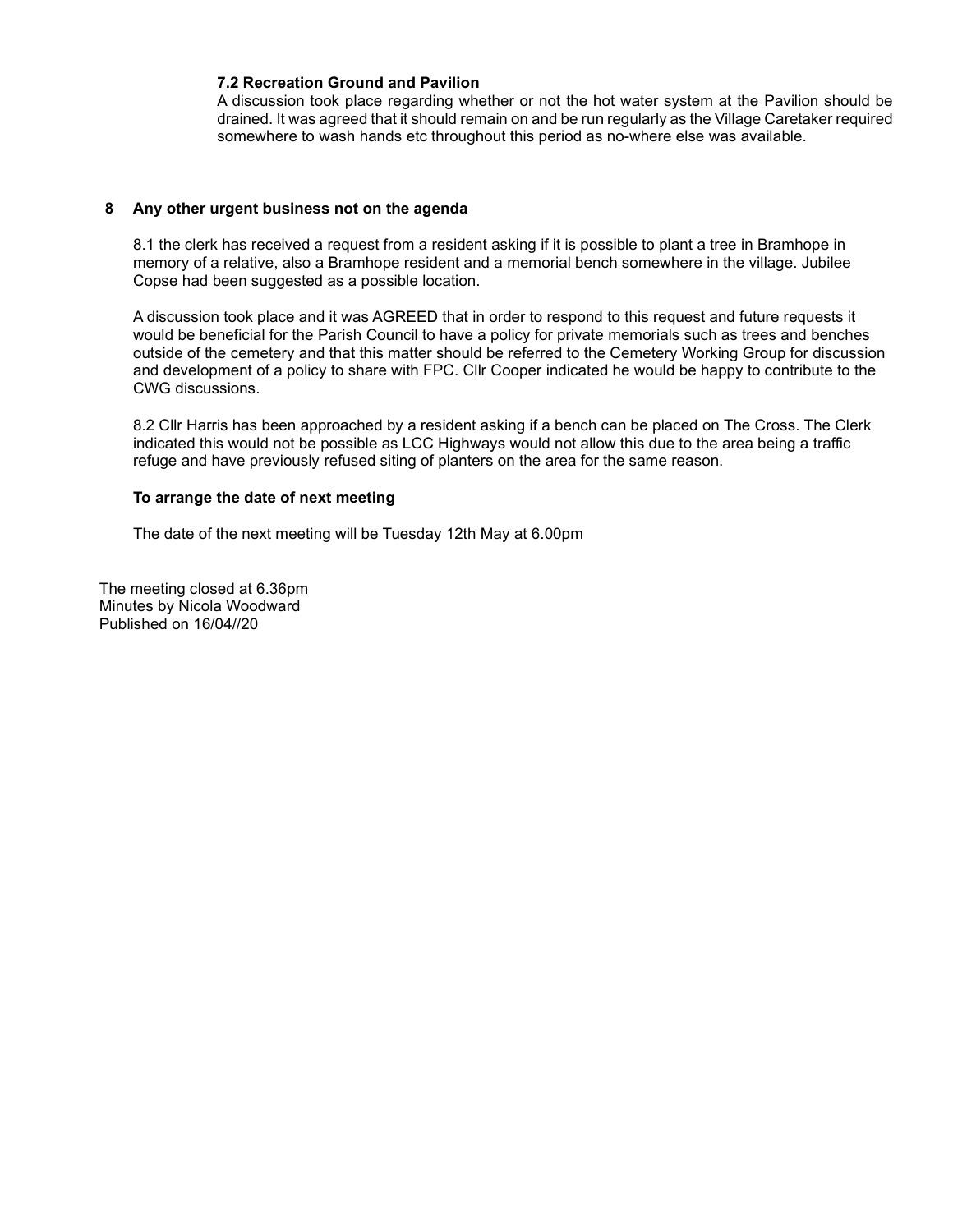### 7.2 Recreation Ground and Pavilion

A discussion took place regarding whether or not the hot water system at the Pavilion should be drained. It was agreed that it should remain on and be run regularly as the Village Caretaker required somewhere to wash hands etc throughout this period as no-where else was available.

## 8 Any other urgent business not on the agenda

8.1 the clerk has received a request from a resident asking if it is possible to plant a tree in Bramhope in memory of a relative, also a Bramhope resident and a memorial bench somewhere in the village. Jubilee Copse had been suggested as a possible location.

A discussion took place and it was AGREED that in order to respond to this request and future requests it would be beneficial for the Parish Council to have a policy for private memorials such as trees and benches outside of the cemetery and that this matter should be referred to the Cemetery Working Group for discussion and development of a policy to share with FPC. Cllr Cooper indicated he would be happy to contribute to the CWG discussions.

8.2 Cllr Harris has been approached by a resident asking if a bench can be placed on The Cross. The Clerk indicated this would not be possible as LCC Highways would not allow this due to the area being a traffic refuge and have previously refused siting of planters on the area for the same reason.

### To arrange the date of next meeting

The date of the next meeting will be Tuesday 12th May at 6.00pm

The meeting closed at 6.36pm
Minutes by Nicola Woodward
Published on 16/04//20